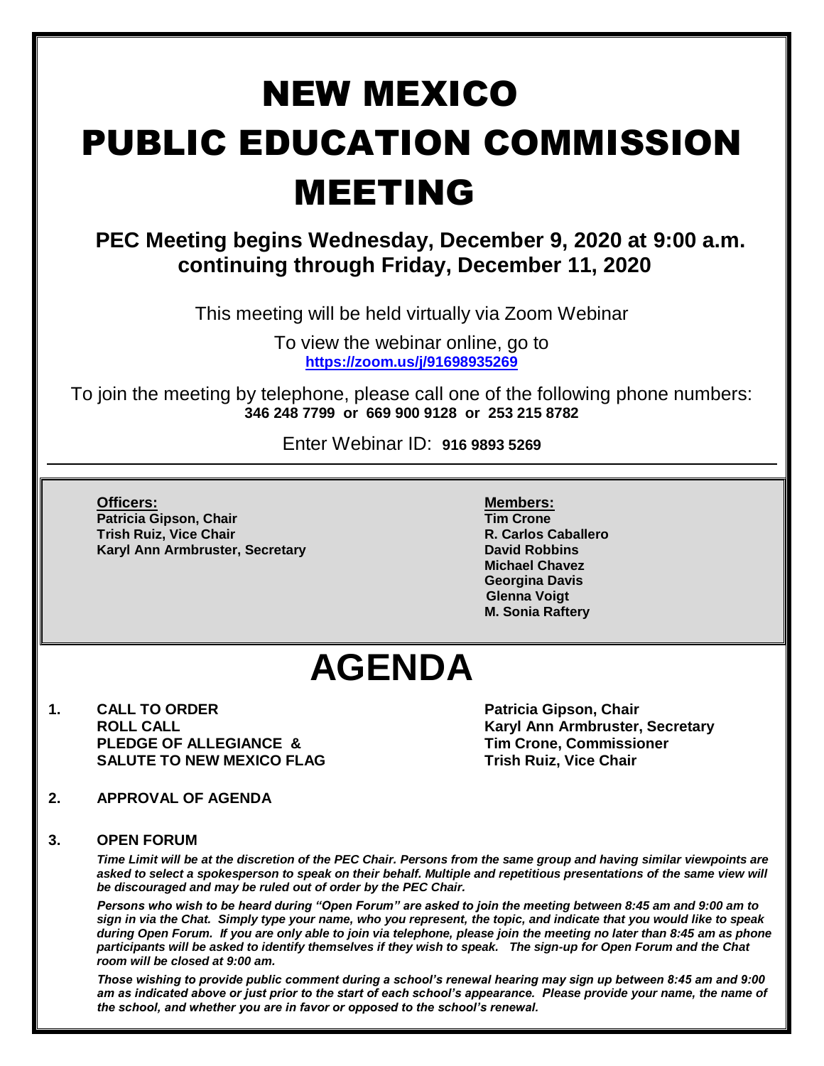# NEW MEXICO PUBLIC EDUCATION COMMISSION MEETING

**PEC Meeting begins Wednesday, December 9, 2020 at 9:00 a.m. continuing through Friday, December 11, 2020**

This meeting will be held virtually via Zoom Webinar

To view the webinar online, go to
**https://zoom.us/j/91698935269**

To join the meeting by telephone, please call one of the following phone numbers:
**346 248 7799 or 669 900 9128 or 253 215 8782**

Enter Webinar ID: **916 9893 5269**

---

**Officers:**
**Patricia Gipson, Chair**
**Trish Ruiz, Vice Chair**
**Karyl Ann Armbruster, Secretary**

**Members:**
**Tim Crone**
**R. Carlos Caballero**
**David Robbins**
**Michael Chavez**
**Georgina Davis**
**Glenna Voigt**
**M. Sonia Raftery**

# AGENDA

1. **CALL TO ORDER** — **Patricia Gipson, Chair**
   **ROLL CALL** — **Karyl Ann Armbruster, Secretary**
   **PLEDGE OF ALLEGIANCE & SALUTE TO NEW MEXICO FLAG** — **Tim Crone, Commissioner; Trish Ruiz, Vice Chair**

2. **APPROVAL OF AGENDA**

3. **OPEN FORUM**

   ***Time Limit will be at the discretion of the PEC Chair. Persons from the same group and having similar viewpoints are asked to select a spokesperson to speak on their behalf. Multiple and repetitious presentations of the same view will be discouraged and may be ruled out of order by the PEC Chair.***

   ***Persons who wish to be heard during "Open Forum" are asked to join the meeting between 8:45 am and 9:00 am to sign in via the Chat. Simply type your name, who you represent, the topic, and indicate that you would like to speak during Open Forum. If you are only able to join via telephone, please join the meeting no later than 8:45 am as phone participants will be asked to identify themselves if they wish to speak. The sign-up for Open Forum and the Chat room will be closed at 9:00 am.***

   ***Those wishing to provide public comment during a school's renewal hearing may sign up between 8:45 am and 9:00 am as indicated above or just prior to the start of each school's appearance. Please provide your name, the name of the school, and whether you are in favor or opposed to the school's renewal.***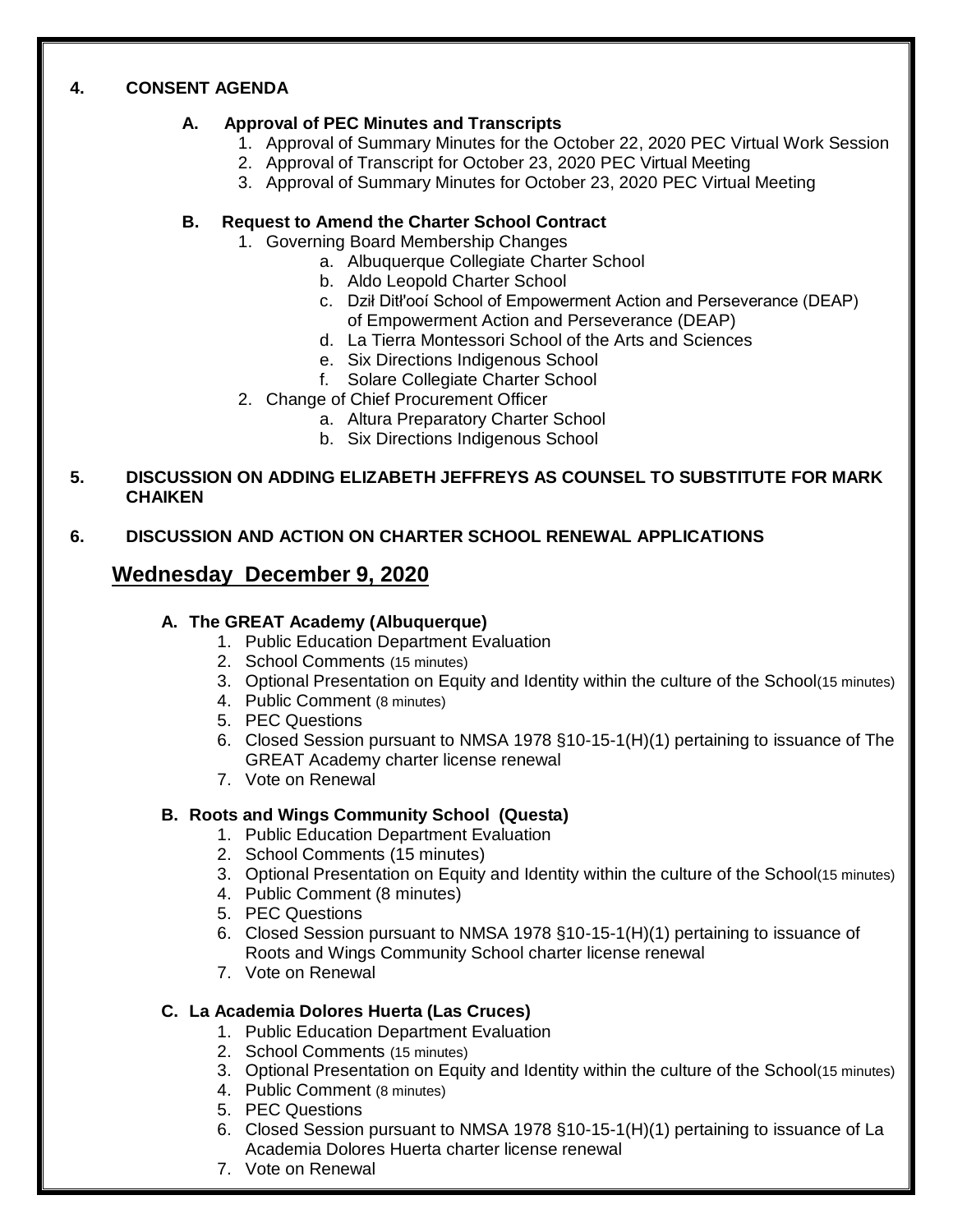**4. CONSENT AGENDA**

**A. Approval of PEC Minutes and Transcripts**

1. Approval of Summary Minutes for the October 22, 2020 PEC Virtual Work Session
2. Approval of Transcript for October 23, 2020 PEC Virtual Meeting
3. Approval of Summary Minutes for October 23, 2020 PEC Virtual Meeting

**B. Request to Amend the Charter School Contract**

1. Governing Board Membership Changes
   a. Albuquerque Collegiate Charter School
   b. Aldo Leopold Charter School
   c. Dził Ditł'ooí School of Empowerment Action and Perseverance (DEAP) of Empowerment Action and Perseverance (DEAP)
   d. La Tierra Montessori School of the Arts and Sciences
   e. Six Directions Indigenous School
   f. Solare Collegiate Charter School
2. Change of Chief Procurement Officer
   a. Altura Preparatory Charter School
   b. Six Directions Indigenous School

**5. DISCUSSION ON ADDING ELIZABETH JEFFREYS AS COUNSEL TO SUBSTITUTE FOR MARK CHAIKEN**

**6. DISCUSSION AND ACTION ON CHARTER SCHOOL RENEWAL APPLICATIONS**

## Wednesday December 9, 2020

**A. The GREAT Academy (Albuquerque)**

1. Public Education Department Evaluation
2. School Comments (15 minutes)
3. Optional Presentation on Equity and Identity within the culture of the School(15 minutes)
4. Public Comment (8 minutes)
5. PEC Questions
6. Closed Session pursuant to NMSA 1978 §10-15-1(H)(1) pertaining to issuance of The GREAT Academy charter license renewal
7. Vote on Renewal

**B. Roots and Wings Community School (Questa)**

1. Public Education Department Evaluation
2. School Comments (15 minutes)
3. Optional Presentation on Equity and Identity within the culture of the School(15 minutes)
4. Public Comment (8 minutes)
5. PEC Questions
6. Closed Session pursuant to NMSA 1978 §10-15-1(H)(1) pertaining to issuance of Roots and Wings Community School charter license renewal
7. Vote on Renewal

**C. La Academia Dolores Huerta (Las Cruces)**

1. Public Education Department Evaluation
2. School Comments (15 minutes)
3. Optional Presentation on Equity and Identity within the culture of the School(15 minutes)
4. Public Comment (8 minutes)
5. PEC Questions
6. Closed Session pursuant to NMSA 1978 §10-15-1(H)(1) pertaining to issuance of La Academia Dolores Huerta charter license renewal
7. Vote on Renewal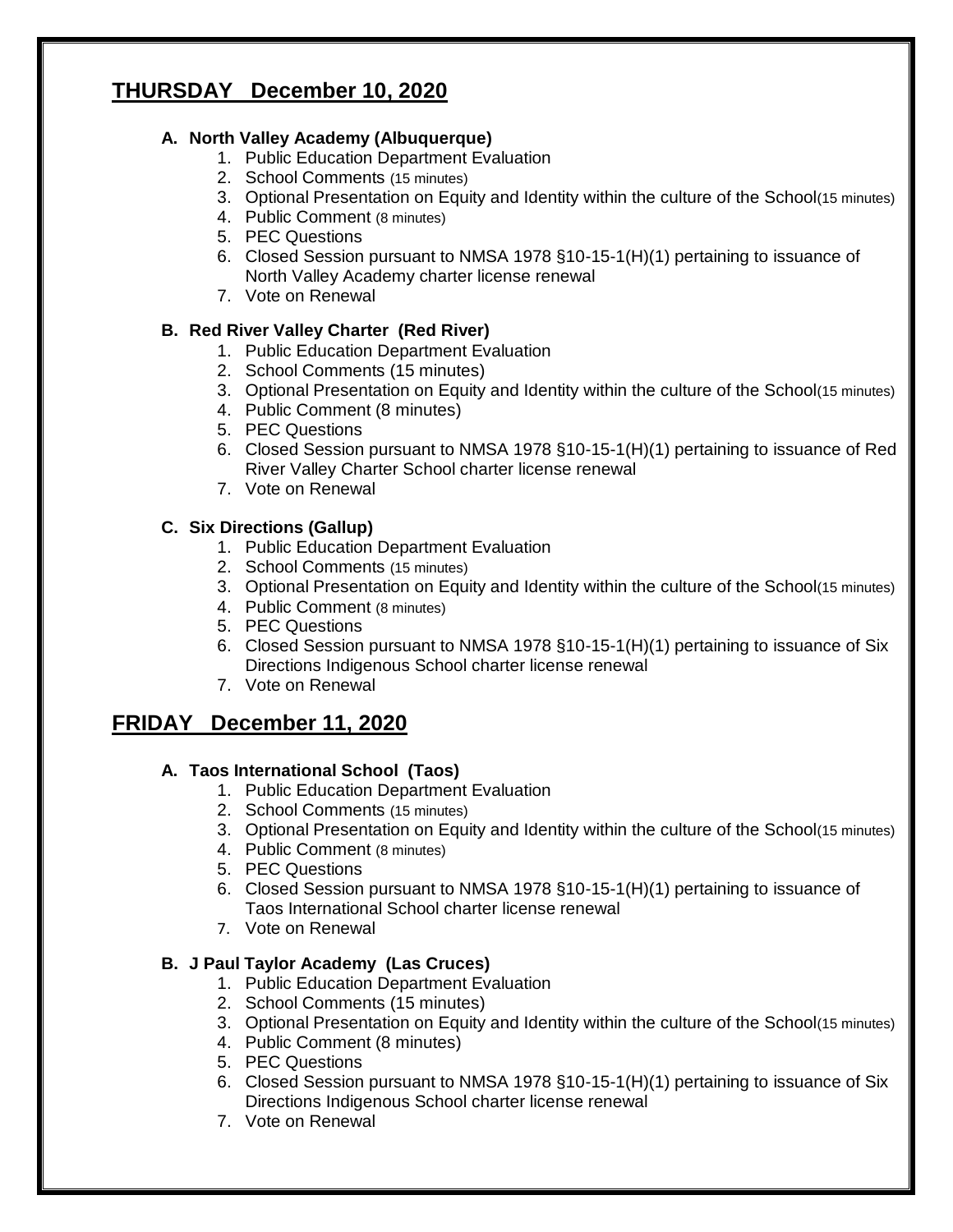## THURSDAY December 10, 2020

**A. North Valley Academy (Albuquerque)**

1. Public Education Department Evaluation
2. School Comments (15 minutes)
3. Optional Presentation on Equity and Identity within the culture of the School(15 minutes)
4. Public Comment (8 minutes)
5. PEC Questions
6. Closed Session pursuant to NMSA 1978 §10-15-1(H)(1) pertaining to issuance of North Valley Academy charter license renewal
7. Vote on Renewal

**B. Red River Valley Charter (Red River)**

1. Public Education Department Evaluation
2. School Comments (15 minutes)
3. Optional Presentation on Equity and Identity within the culture of the School(15 minutes)
4. Public Comment (8 minutes)
5. PEC Questions
6. Closed Session pursuant to NMSA 1978 §10-15-1(H)(1) pertaining to issuance of Red River Valley Charter School charter license renewal
7. Vote on Renewal

**C. Six Directions (Gallup)**

1. Public Education Department Evaluation
2. School Comments (15 minutes)
3. Optional Presentation on Equity and Identity within the culture of the School(15 minutes)
4. Public Comment (8 minutes)
5. PEC Questions
6. Closed Session pursuant to NMSA 1978 §10-15-1(H)(1) pertaining to issuance of Six Directions Indigenous School charter license renewal
7. Vote on Renewal

## FRIDAY December 11, 2020

**A. Taos International School (Taos)**

1. Public Education Department Evaluation
2. School Comments (15 minutes)
3. Optional Presentation on Equity and Identity within the culture of the School(15 minutes)
4. Public Comment (8 minutes)
5. PEC Questions
6. Closed Session pursuant to NMSA 1978 §10-15-1(H)(1) pertaining to issuance of Taos International School charter license renewal
7. Vote on Renewal

**B. J Paul Taylor Academy (Las Cruces)**

1. Public Education Department Evaluation
2. School Comments (15 minutes)
3. Optional Presentation on Equity and Identity within the culture of the School(15 minutes)
4. Public Comment (8 minutes)
5. PEC Questions
6. Closed Session pursuant to NMSA 1978 §10-15-1(H)(1) pertaining to issuance of Six Directions Indigenous School charter license renewal
7. Vote on Renewal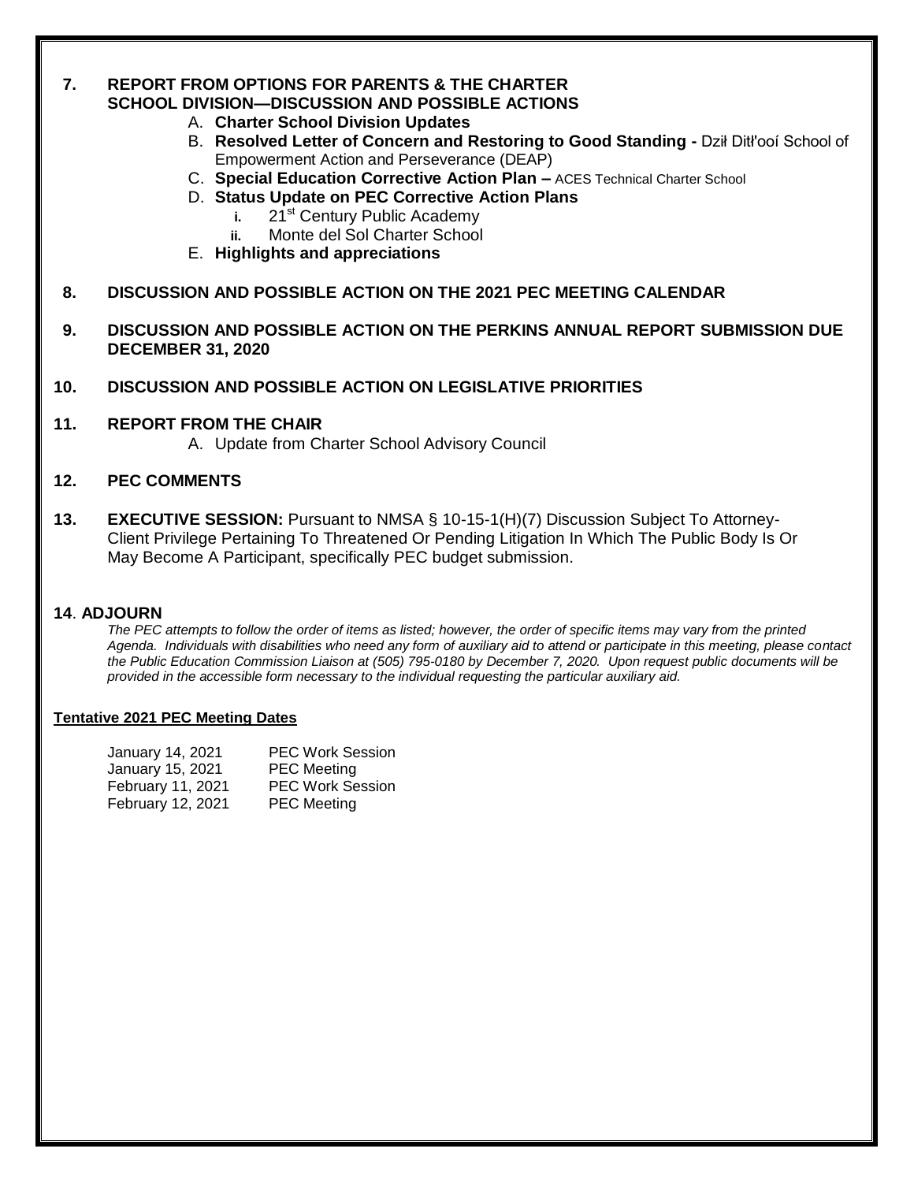**7. REPORT FROM OPTIONS FOR PARENTS & THE CHARTER SCHOOL DIVISION—DISCUSSION AND POSSIBLE ACTIONS**

A. **Charter School Division Updates**

B. **Resolved Letter of Concern and Restoring to Good Standing -** Dził Ditł'ooí School of Empowerment Action and Perseverance (DEAP)

C. **Special Education Corrective Action Plan –** ACES Technical Charter School

D. **Status Update on PEC Corrective Action Plans**

- **i.** 21st Century Public Academy
- **ii.** Monte del Sol Charter School

E. **Highlights and appreciations**

**8. DISCUSSION AND POSSIBLE ACTION ON THE 2021 PEC MEETING CALENDAR**

**9. DISCUSSION AND POSSIBLE ACTION ON THE PERKINS ANNUAL REPORT SUBMISSION DUE DECEMBER 31, 2020**

**10. DISCUSSION AND POSSIBLE ACTION ON LEGISLATIVE PRIORITIES**

**11. REPORT FROM THE CHAIR**

A. Update from Charter School Advisory Council

**12. PEC COMMENTS**

**13. EXECUTIVE SESSION:** Pursuant to NMSA § 10-15-1(H)(7) Discussion Subject To Attorney-Client Privilege Pertaining To Threatened Or Pending Litigation In Which The Public Body Is Or May Become A Participant, specifically PEC budget submission.

**14. ADJOURN**

*The PEC attempts to follow the order of items as listed; however, the order of specific items may vary from the printed Agenda. Individuals with disabilities who need any form of auxiliary aid to attend or participate in this meeting, please contact the Public Education Commission Liaison at (505) 795-0180 by December 7, 2020. Upon request public documents will be provided in the accessible form necessary to the individual requesting the particular auxiliary aid.*

**Tentative 2021 PEC Meeting Dates**

| | |
|---|---|
| January 14, 2021 | PEC Work Session |
| January 15, 2021 | PEC Meeting |
| February 11, 2021 | PEC Work Session |
| February 12, 2021 | PEC Meeting |